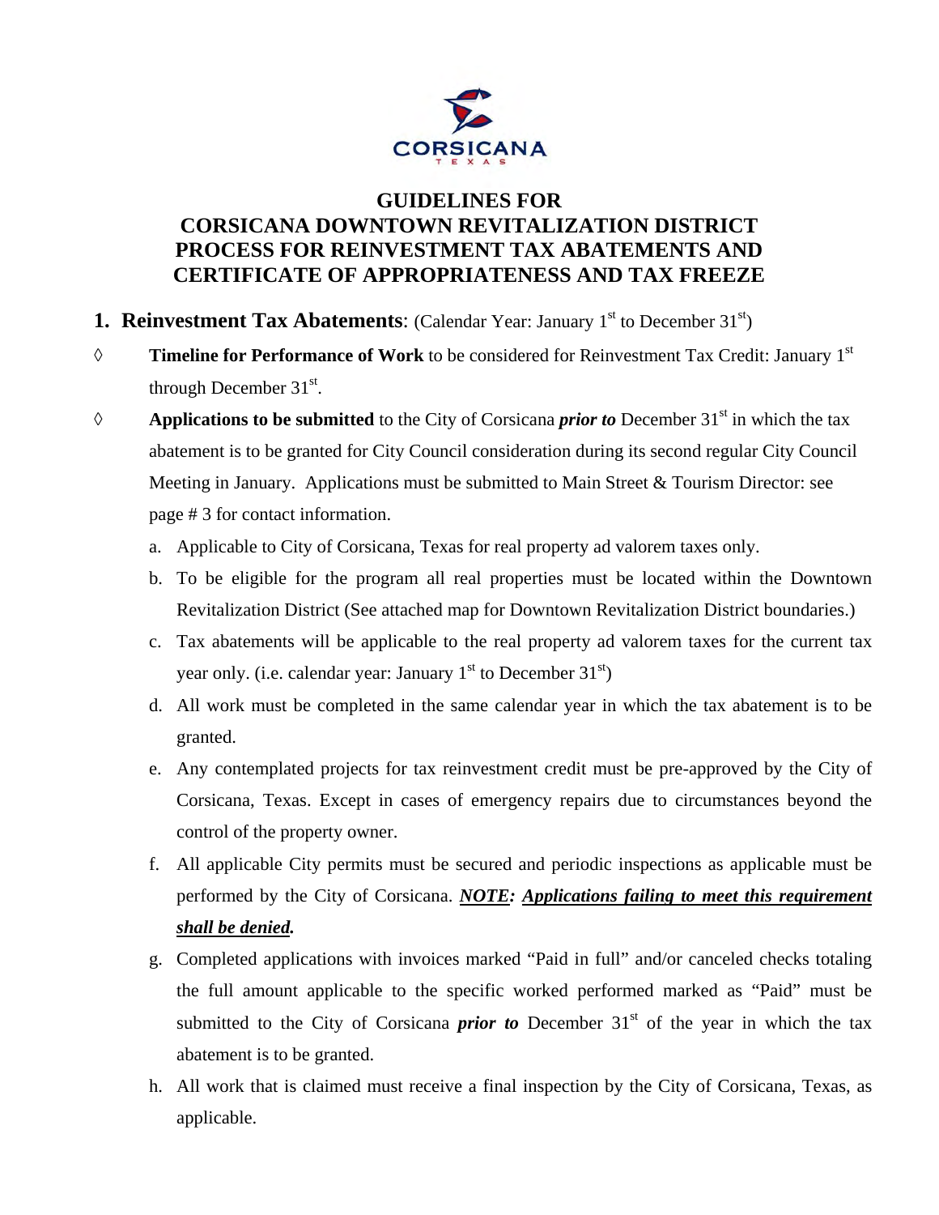CORSICANA
TEXAS

# GUIDELINES FOR CORSICANA DOWNTOWN REVITALIZATION DISTRICT PROCESS FOR REINVESTMENT TAX ABATEMENTS AND CERTIFICATE OF APPROPRIATENESS AND TAX FREEZE

## 1. Reinvestment Tax Abatements: (Calendar Year: January 1st to December 31st)

◊ **Timeline for Performance of Work** to be considered for Reinvestment Tax Credit: January 1st through December 31st.

◊ **Applications to be submitted** to the City of Corsicana ***prior to*** December 31st in which the tax abatement is to be granted for City Council consideration during its second regular City Council Meeting in January. Applications must be submitted to Main Street & Tourism Director: see page # 3 for contact information.

a. Applicable to City of Corsicana, Texas for real property ad valorem taxes only.

b. To be eligible for the program all real properties must be located within the Downtown Revitalization District (See attached map for Downtown Revitalization District boundaries.)

c. Tax abatements will be applicable to the real property ad valorem taxes for the current tax year only. (i.e. calendar year: January 1st to December 31st)

d. All work must be completed in the same calendar year in which the tax abatement is to be granted.

e. Any contemplated projects for tax reinvestment credit must be pre-approved by the City of Corsicana, Texas. Except in cases of emergency repairs due to circumstances beyond the control of the property owner.

f. All applicable City permits must be secured and periodic inspections as applicable must be performed by the City of Corsicana. ***NOTE: Applications failing to meet this requirement shall be denied.***

g. Completed applications with invoices marked "Paid in full" and/or canceled checks totaling the full amount applicable to the specific worked performed marked as "Paid" must be submitted to the City of Corsicana ***prior to*** December 31st of the year in which the tax abatement is to be granted.

h. All work that is claimed must receive a final inspection by the City of Corsicana, Texas, as applicable.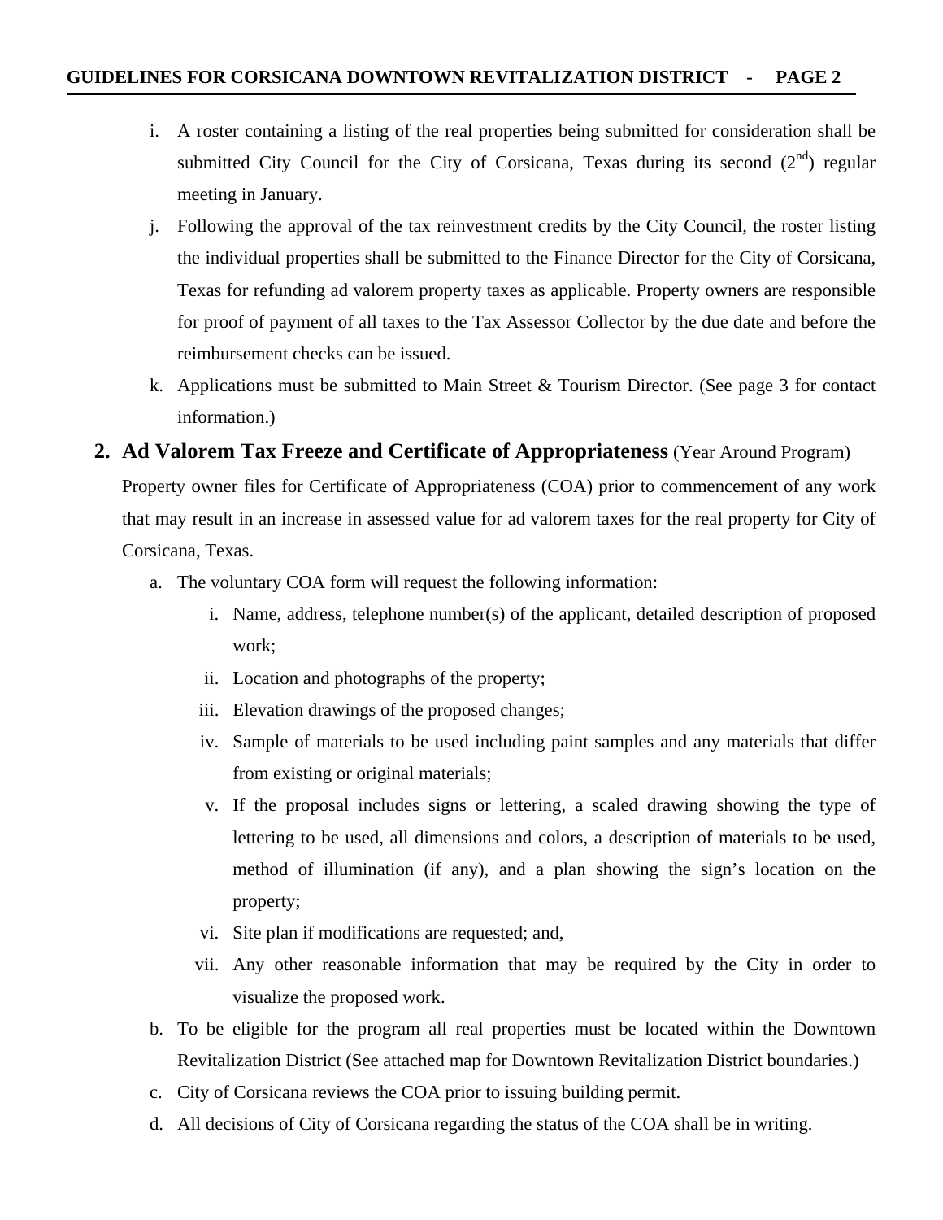i. A roster containing a listing of the real properties being submitted for consideration shall be submitted City Council for the City of Corsicana, Texas during its second (2nd) regular meeting in January.

j. Following the approval of the tax reinvestment credits by the City Council, the roster listing the individual properties shall be submitted to the Finance Director for the City of Corsicana, Texas for refunding ad valorem property taxes as applicable. Property owners are responsible for proof of payment of all taxes to the Tax Assessor Collector by the due date and before the reimbursement checks can be issued.

k. Applications must be submitted to Main Street & Tourism Director. (See page 3 for contact information.)

## 2. Ad Valorem Tax Freeze and Certificate of Appropriateness (Year Around Program)

Property owner files for Certificate of Appropriateness (COA) prior to commencement of any work that may result in an increase in assessed value for ad valorem taxes for the real property for City of Corsicana, Texas.

a. The voluntary COA form will request the following information:
   - i. Name, address, telephone number(s) of the applicant, detailed description of proposed work;
   - ii. Location and photographs of the property;
   - iii. Elevation drawings of the proposed changes;
   - iv. Sample of materials to be used including paint samples and any materials that differ from existing or original materials;
   - v. If the proposal includes signs or lettering, a scaled drawing showing the type of lettering to be used, all dimensions and colors, a description of materials to be used, method of illumination (if any), and a plan showing the sign's location on the property;
   - vi. Site plan if modifications are requested; and,
   - vii. Any other reasonable information that may be required by the City in order to visualize the proposed work.

b. To be eligible for the program all real properties must be located within the Downtown Revitalization District (See attached map for Downtown Revitalization District boundaries.)

c. City of Corsicana reviews the COA prior to issuing building permit.

d. All decisions of City of Corsicana regarding the status of the COA shall be in writing.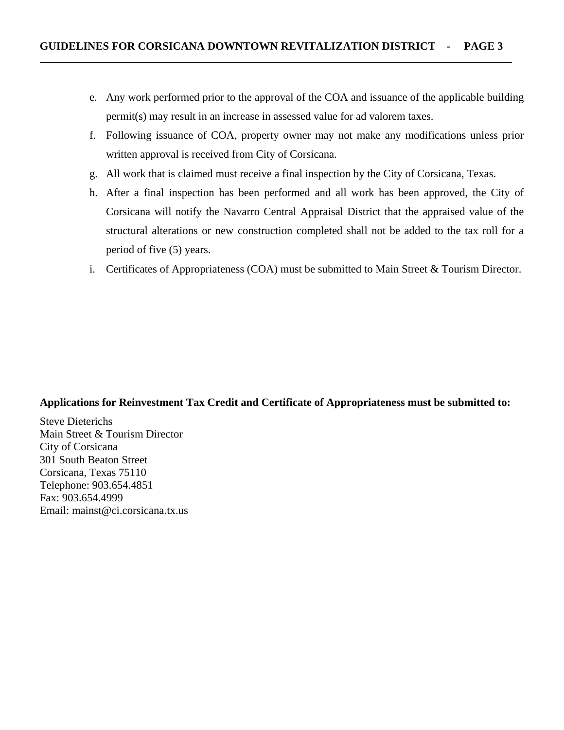e. Any work performed prior to the approval of the COA and issuance of the applicable building permit(s) may result in an increase in assessed value for ad valorem taxes.
f. Following issuance of COA, property owner may not make any modifications unless prior written approval is received from City of Corsicana.
g. All work that is claimed must receive a final inspection by the City of Corsicana, Texas.
h. After a final inspection has been performed and all work has been approved, the City of Corsicana will notify the Navarro Central Appraisal District that the appraised value of the structural alterations or new construction completed shall not be added to the tax roll for a period of five (5) years.
i. Certificates of Appropriateness (COA) must be submitted to Main Street & Tourism Director.

**Applications for Reinvestment Tax Credit and Certificate of Appropriateness must be submitted to:**

Steve Dieterichs
Main Street & Tourism Director
City of Corsicana
301 South Beaton Street
Corsicana, Texas 75110
Telephone: 903.654.4851
Fax: 903.654.4999
Email: mainst@ci.corsicana.tx.us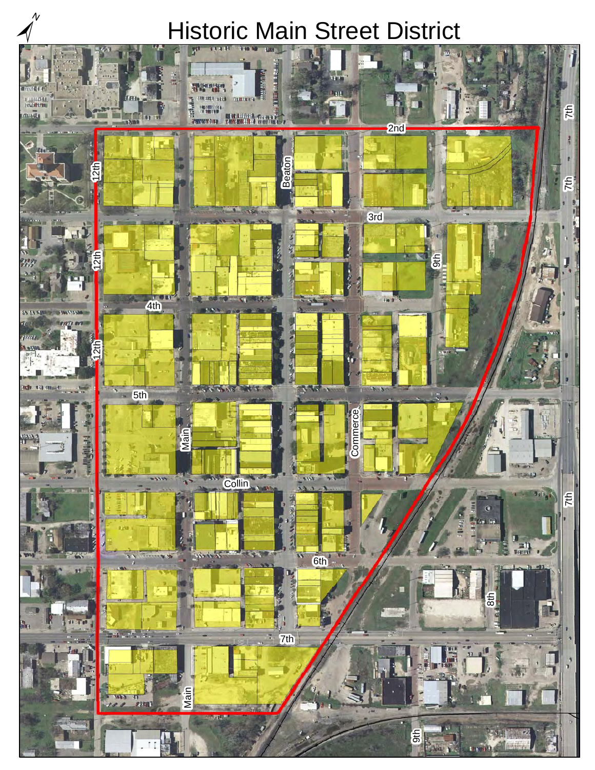# Historic Main Street District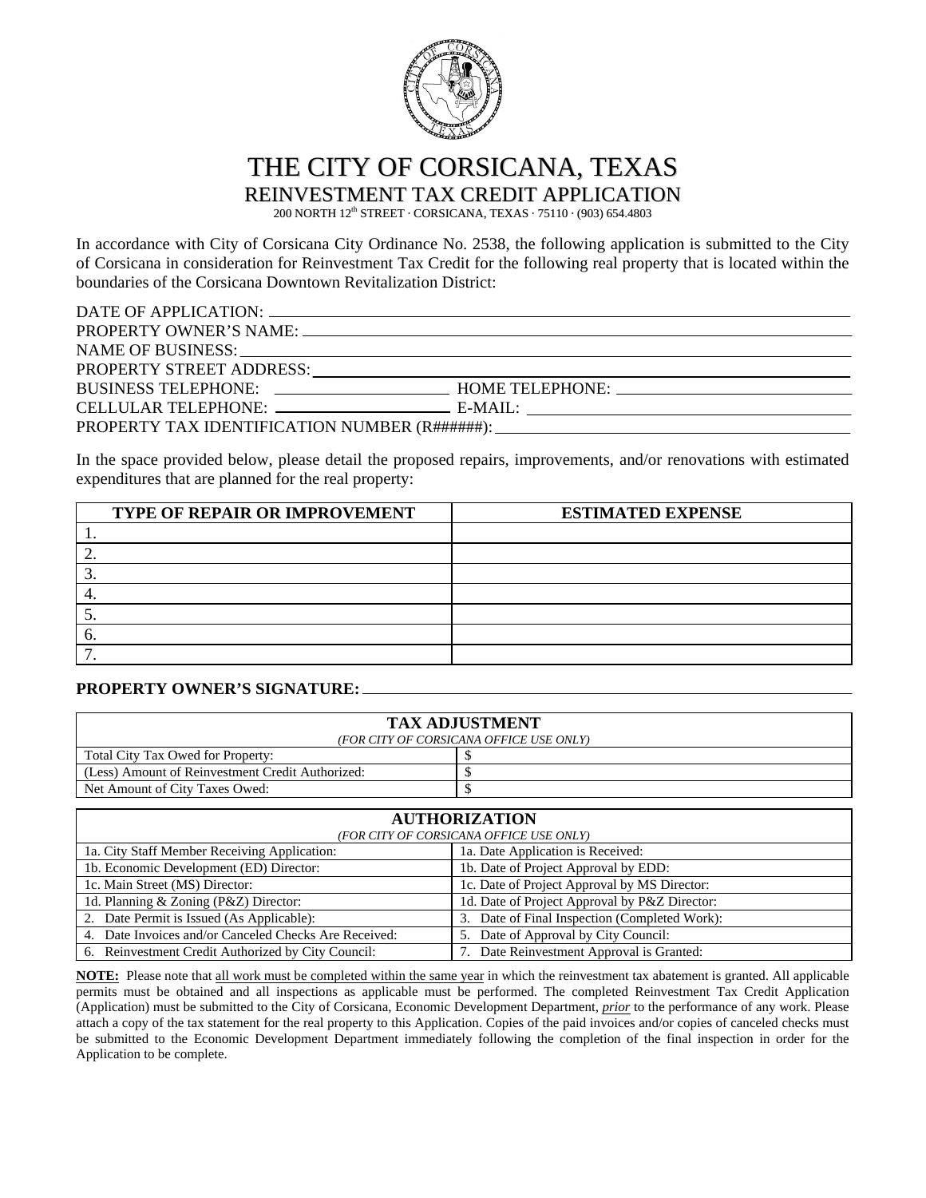# THE CITY OF CORSICANA, TEXAS

## REINVESTMENT TAX CREDIT APPLICATION

200 NORTH 12th STREET · CORSICANA, TEXAS · 75110 · (903) 654.4803

In accordance with City of Corsicana City Ordinance No. 2538, the following application is submitted to the City of Corsicana in consideration for Reinvestment Tax Credit for the following real property that is located within the boundaries of the Corsicana Downtown Revitalization District:

DATE OF APPLICATION: ______________________________

PROPERTY OWNER'S NAME: ______________________________

NAME OF BUSINESS: ______________________________

PROPERTY STREET ADDRESS: ______________________________

BUSINESS TELEPHONE: ____________________ HOME TELEPHONE: ____________________

CELLULAR TELEPHONE: ____________________ E-MAIL: ____________________

PROPERTY TAX IDENTIFICATION NUMBER (R######): ______________________________

In the space provided below, please detail the proposed repairs, improvements, and/or renovations with estimated expenditures that are planned for the real property:

| TYPE OF REPAIR OR IMPROVEMENT | ESTIMATED EXPENSE |
|---|---|
| 1. | |
| 2. | |
| 3. | |
| 4. | |
| 5. | |
| 6. | |
| 7. | |

**PROPERTY OWNER'S SIGNATURE:** ______________________________

| TAX ADJUSTMENT *(FOR CITY OF CORSICANA OFFICE USE ONLY)* | |
|---|---|
| Total City Tax Owed for Property: | $ |
| (Less) Amount of Reinvestment Credit Authorized: | $ |
| Net Amount of City Taxes Owed: | $ |

| AUTHORIZATION *(FOR CITY OF CORSICANA OFFICE USE ONLY)* | |
|---|---|
| 1a. City Staff Member Receiving Application: | 1a. Date Application is Received: |
| 1b. Economic Development (ED) Director: | 1b. Date of Project Approval by EDD: |
| 1c. Main Street (MS) Director: | 1c. Date of Project Approval by MS Director: |
| 1d. Planning & Zoning (P&Z) Director: | 1d. Date of Project Approval by P&Z Director: |
| 2. Date Permit is Issued (As Applicable): | 3. Date of Final Inspection (Completed Work): |
| 4. Date Invoices and/or Canceled Checks Are Received: | 5. Date of Approval by City Council: |
| 6. Reinvestment Credit Authorized by City Council: | 7. Date Reinvestment Approval is Granted: |

**NOTE:** Please note that all work must be completed within the same year in which the reinvestment tax abatement is granted. All applicable permits must be obtained and all inspections as applicable must be performed. The completed Reinvestment Tax Credit Application (Application) must be submitted to the City of Corsicana, Economic Development Department, ***prior*** to the performance of any work. Please attach a copy of the tax statement for the real property to this Application. Copies of the paid invoices and/or copies of canceled checks must be submitted to the Economic Development Department immediately following the completion of the final inspection in order for the Application to be complete.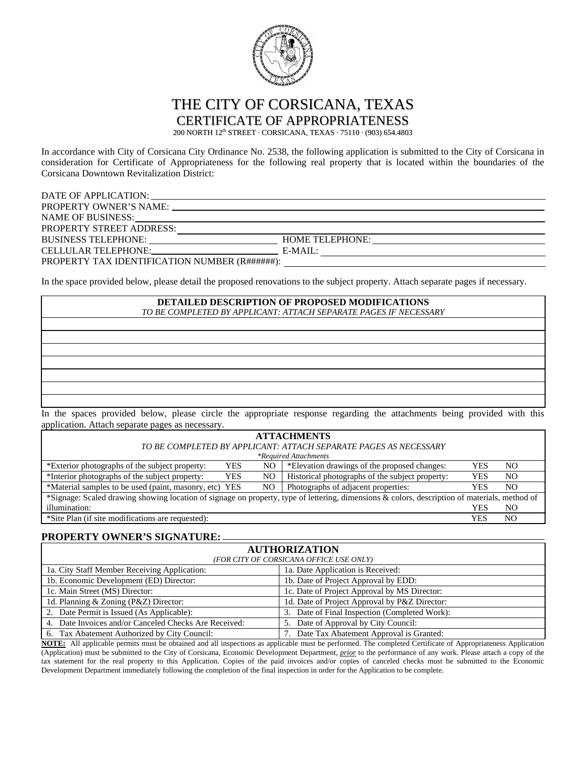# THE CITY OF CORSICANA, TEXAS

## CERTIFICATE OF APPROPRIATENESS

200 NORTH 12th STREET · CORSICANA, TEXAS · 75110 · (903) 654.4803

In accordance with City of Corsicana City Ordinance No. 2538, the following application is submitted to the City of Corsicana in consideration for Certificate of Appropriateness for the following real property that is located within the boundaries of the Corsicana Downtown Revitalization District:

DATE OF APPLICATION: ______________________________

PROPERTY OWNER'S NAME: ______________________________

NAME OF BUSINESS: ______________________________

PROPERTY STREET ADDRESS: ______________________________

BUSINESS TELEPHONE: ______________ HOME TELEPHONE: ______________

CELLULAR TELEPHONE: ______________ E-MAIL: ______________

PROPERTY TAX IDENTIFICATION NUMBER (R######): ______________

In the space provided below, please detail the proposed renovations to the subject property. Attach separate pages if necessary.

| **DETAILED DESCRIPTION OF PROPOSED MODIFICATIONS**<br>*TO BE COMPLETED BY APPLICANT: ATTACH SEPARATE PAGES IF NECESSARY* |
|---|
| |
| |
| |
| |
| |
| |
| |

In the spaces provided below, please circle the appropriate response regarding the attachments being provided with this application. Attach separate pages as necessary.

| **ATTACHMENTS**<br>*TO BE COMPLETED BY APPLICANT: ATTACH SEPARATE PAGES AS NECESSARY*<br>*\*Required Attachments* | | | | | |
|---|---|---|---|---|---|
| *Exterior photographs of the subject property: | YES | NO | *Elevation drawings of the proposed changes: | YES | NO |
| *Interior photographs of the subject property: | YES | NO | Historical photographs of the subject property: | YES | NO |
| *Material samples to be used (paint, masonry, etc) | YES | NO | Photographs of adjacent properties: | YES | NO |
| *Signage: Scaled drawing showing location of signage on property, type of lettering, dimensions & colors, description of materials, method of illumination: | | | | YES | NO |
| *Site Plan (if site modifications are requested): | | | | YES | NO |

**PROPERTY OWNER'S SIGNATURE:** ______________________________

| **AUTHORIZATION**<br>*(FOR CITY OF CORSICANA OFFICE USE ONLY)* | |
|---|---|
| 1a. City Staff Member Receiving Application: | 1a. Date Application is Received: |
| 1b. Economic Development (ED) Director: | 1b. Date of Project Approval by EDD: |
| 1c. Main Street (MS) Director: | 1c. Date of Project Approval by MS Director: |
| 1d. Planning & Zoning (P&Z) Director: | 1d. Date of Project Approval by P&Z Director: |
| 2. Date Permit is Issued (As Applicable): | 3. Date of Final Inspection (Completed Work): |
| 4. Date Invoices and/or Canceled Checks Are Received: | 5. Date of Approval by City Council: |
| 6. Tax Abatement Authorized by City Council: | 7. Date Tax Abatement Approval is Granted: |

**NOTE:** All applicable permits must be obtained and all inspections as applicable must be performed. The completed Certificate of Appropriateness Application (Application) must be submitted to the City of Corsicana, Economic Development Department, ***prior*** to the performance of any work. Please attach a copy of the tax statement for the real property to this Application. Copies of the paid invoices and/or copies of canceled checks must be submitted to the Economic Development Department immediately following the completion of the final inspection in order for the Application to be complete.